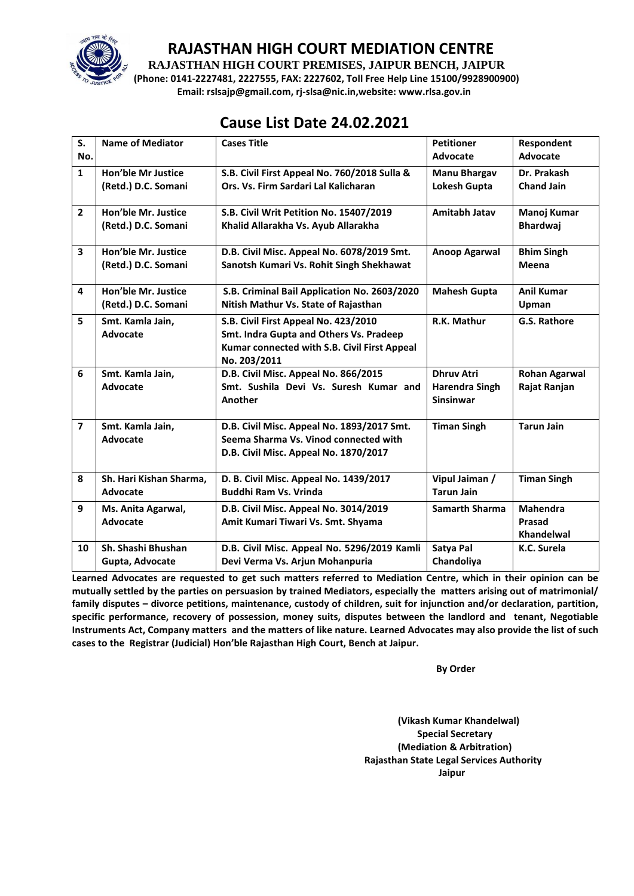# RAJASTHAN HIGH COURT MEDIATION CENTRE

**RAJASTHAN HIGH COURT PREMISES, JAIPUR BENCH, JAIPUR**

**(Phone: 0141-2227481, 2227555, FAX: 2227602, Toll Free Help Line 15100/9928900900)**

**Email: rslsajp@gmail.com, rj-slsa@nic.in,website: www.rlsa.gov.in**

## Cause List Date 24.02.2021

| S. No. | Name of Mediator | Cases Title | Petitioner Advocate | Respondent Advocate |
|---|---|---|---|---|
| 1 | Hon'ble Mr Justice (Retd.) D.C. Somani | S.B. Civil First Appeal No. 760/2018 Sulla & Ors. Vs. Firm Sardari Lal Kalicharan | Manu Bhargav Lokesh Gupta | Dr. Prakash Chand Jain |
| 2 | Hon'ble Mr. Justice (Retd.) D.C. Somani | S.B. Civil Writ Petition No. 15407/2019 Khalid Allarakha Vs. Ayub Allarakha | Amitabh Jatav | Manoj Kumar Bhardwaj |
| 3 | Hon'ble Mr. Justice (Retd.) D.C. Somani | D.B. Civil Misc. Appeal No. 6078/2019 Smt. Sanotsh Kumari Vs. Rohit Singh Shekhawat | Anoop Agarwal | Bhim Singh Meena |
| 4 | Hon'ble Mr. Justice (Retd.) D.C. Somani | S.B. Criminal Bail Application No. 2603/2020 Nitish Mathur Vs. State of Rajasthan | Mahesh Gupta | Anil Kumar Upman |
| 5 | Smt. Kamla Jain, Advocate | S.B. Civil First Appeal No. 423/2010 Smt. Indra Gupta and Others Vs. Pradeep Kumar connected with S.B. Civil First Appeal No. 203/2011 | R.K. Mathur | G.S. Rathore |
| 6 | Smt. Kamla Jain, Advocate | D.B. Civil Misc. Appeal No. 866/2015 Smt. Sushila Devi Vs. Suresh Kumar and Another | Dhruv Atri Harendra Singh Sinsinwar | Rohan Agarwal Rajat Ranjan |
| 7 | Smt. Kamla Jain, Advocate | D.B. Civil Misc. Appeal No. 1893/2017 Smt. Seema Sharma Vs. Vinod connected with D.B. Civil Misc. Appeal No. 1870/2017 | Timan Singh | Tarun Jain |
| 8 | Sh. Hari Kishan Sharma, Advocate | D. B. Civil Misc. Appeal No. 1439/2017 Buddhi Ram Vs. Vrinda | Vipul Jaiman / Tarun Jain | Timan Singh |
| 9 | Ms. Anita Agarwal, Advocate | D.B. Civil Misc. Appeal No. 3014/2019 Amit Kumari Tiwari Vs. Smt. Shyama | Samarth Sharma | Mahendra Prasad Khandelwal |
| 10 | Sh. Shashi Bhushan Gupta, Advocate | D.B. Civil Misc. Appeal No. 5296/2019 Kamli Devi Verma Vs. Arjun Mohanpuria | Satya Pal Chandoliya | K.C. Surela |

**Learned Advocates are requested to get such matters referred to Mediation Centre, which in their opinion can be mutually settled by the parties on persuasion by trained Mediators, especially the matters arising out of matrimonial/ family disputes – divorce petitions, maintenance, custody of children, suit for injunction and/or declaration, partition, specific performance, recovery of possession, money suits, disputes between the landlord and tenant, Negotiable Instruments Act, Company matters and the matters of like nature. Learned Advocates may also provide the list of such cases to the Registrar (Judicial) Hon'ble Rajasthan High Court, Bench at Jaipur.**

**By Order**

**(Vikash Kumar Khandelwal)**
**Special Secretary**
**(Mediation & Arbitration)**
**Rajasthan State Legal Services Authority**
**Jaipur**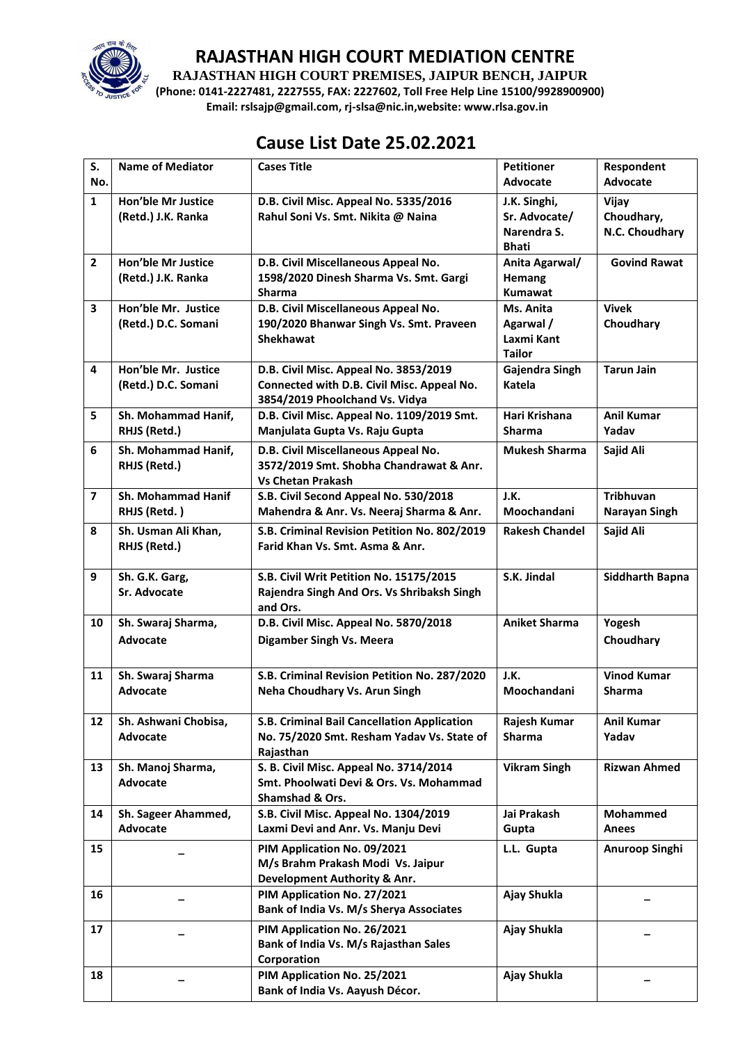# RAJASTHAN HIGH COURT MEDIATION CENTRE

**RAJASTHAN HIGH COURT PREMISES, JAIPUR BENCH, JAIPUR**

**(Phone: 0141-2227481, 2227555, FAX: 2227602, Toll Free Help Line 15100/9928900900)**

**Email: rslsajp@gmail.com, rj-slsa@nic.in,website: www.rlsa.gov.in**

## Cause List Date 25.02.2021

| S. No. | Name of Mediator | Cases Title | Petitioner Advocate | Respondent Advocate |
|---|---|---|---|---|
| 1 | Hon'ble Mr Justice (Retd.) J.K. Ranka | D.B. Civil Misc. Appeal No. 5335/2016 Rahul Soni Vs. Smt. Nikita @ Naina | J.K. Singhi, Sr. Advocate/ Narendra S. Bhati | Vijay Choudhary, N.C. Choudhary |
| 2 | Hon'ble Mr Justice (Retd.) J.K. Ranka | D.B. Civil Miscellaneous Appeal No. 1598/2020 Dinesh Sharma Vs. Smt. Gargi Sharma | Anita Agarwal/ Hemang Kumawat | Govind Rawat |
| 3 | Hon'ble Mr. Justice (Retd.) D.C. Somani | D.B. Civil Miscellaneous Appeal No. 190/2020 Bhanwar Singh Vs. Smt. Praveen Shekhawat | Ms. Anita Agarwal / Laxmi Kant Tailor | Vivek Choudhary |
| 4 | Hon'ble Mr. Justice (Retd.) D.C. Somani | D.B. Civil Misc. Appeal No. 3853/2019 Connected with D.B. Civil Misc. Appeal No. 3854/2019 Phoolchand Vs. Vidya | Gajendra Singh Katela | Tarun Jain |
| 5 | Sh. Mohammad Hanif, RHJS (Retd.) | D.B. Civil Misc. Appeal No. 1109/2019 Smt. Manjulata Gupta Vs. Raju Gupta | Hari Krishana Sharma | Anil Kumar Yadav |
| 6 | Sh. Mohammad Hanif, RHJS (Retd.) | D.B. Civil Miscellaneous Appeal No. 3572/2019 Smt. Shobha Chandrawat & Anr. Vs Chetan Prakash | Mukesh Sharma | Sajid Ali |
| 7 | Sh. Mohammad Hanif RHJS (Retd. ) | S.B. Civil Second Appeal No. 530/2018 Mahendra & Anr. Vs. Neeraj Sharma & Anr. | J.K. Moochandani | Tribhuvan Narayan Singh |
| 8 | Sh. Usman Ali Khan, RHJS (Retd.) | S.B. Criminal Revision Petition No. 802/2019 Farid Khan Vs. Smt. Asma & Anr. | Rakesh Chandel | Sajid Ali |
| 9 | Sh. G.K. Garg, Sr. Advocate | S.B. Civil Writ Petition No. 15175/2015 Rajendra Singh And Ors. Vs Shribaksh Singh and Ors. | S.K. Jindal | Siddharth Bapna |
| 10 | Sh. Swaraj Sharma, Advocate | D.B. Civil Misc. Appeal No. 5870/2018 Digamber Singh Vs. Meera | Aniket Sharma | Yogesh Choudhary |
| 11 | Sh. Swaraj Sharma Advocate | S.B. Criminal Revision Petition No. 287/2020 Neha Choudhary Vs. Arun Singh | J.K. Moochandani | Vinod Kumar Sharma |
| 12 | Sh. Ashwani Chobisa, Advocate | S.B. Criminal Bail Cancellation Application No. 75/2020 Smt. Resham Yadav Vs. State of Rajasthan | Rajesh Kumar Sharma | Anil Kumar Yadav |
| 13 | Sh. Manoj Sharma, Advocate | S. B. Civil Misc. Appeal No. 3714/2014 Smt. Phoolwati Devi & Ors. Vs. Mohammad Shamshad & Ors. | Vikram Singh | Rizwan Ahmed |
| 14 | Sh. Sageer Ahammed, Advocate | S.B. Civil Misc. Appeal No. 1304/2019 Laxmi Devi and Anr. Vs. Manju Devi | Jai Prakash Gupta | Mohammed Anees |
| 15 | _ | PIM Application No. 09/2021 M/s Brahm Prakash Modi Vs. Jaipur Development Authority & Anr. | L.L. Gupta | Anuroop Singhi |
| 16 | _ | PIM Application No. 27/2021 Bank of India Vs. M/s Sherya Associates | Ajay Shukla | _ |
| 17 | _ | PIM Application No. 26/2021 Bank of India Vs. M/s Rajasthan Sales Corporation | Ajay Shukla | _ |
| 18 | _ | PIM Application No. 25/2021 Bank of India Vs. Aayush Décor. | Ajay Shukla | _ |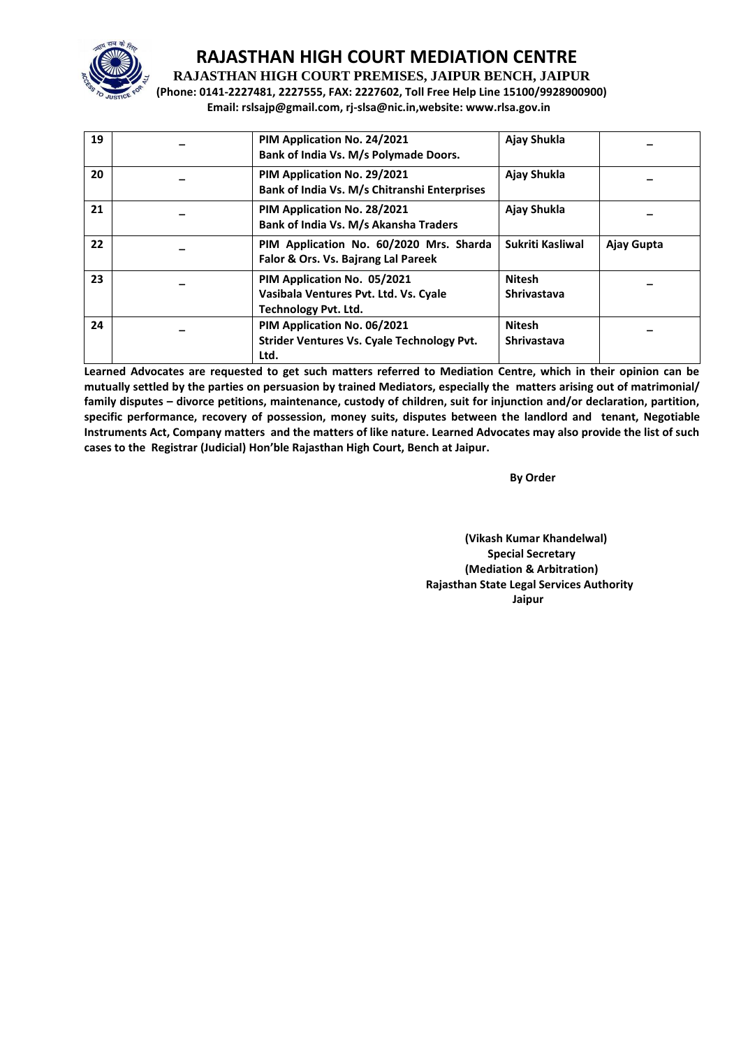# RAJASTHAN HIGH COURT MEDIATION CENTRE

**RAJASTHAN HIGH COURT PREMISES, JAIPUR BENCH, JAIPUR**

**(Phone: 0141-2227481, 2227555, FAX: 2227602, Toll Free Help Line 15100/9928900900)**

**Email: rslsajp@gmail.com, rj-slsa@nic.in,website: www.rlsa.gov.in**

| | | | | |
|---|---|---|---|---|
| **19** | – | **PIM Application No. 24/2021**<br>**Bank of India Vs. M/s Polymade Doors.** | **Ajay Shukla** | – |
| **20** | – | **PIM Application No. 29/2021**<br>**Bank of India Vs. M/s Chitranshi Enterprises** | **Ajay Shukla** | – |
| **21** | – | **PIM Application No. 28/2021**<br>**Bank of India Vs. M/s Akansha Traders** | **Ajay Shukla** | – |
| **22** | – | **PIM Application No. 60/2020 Mrs. Sharda Falor & Ors. Vs. Bajrang Lal Pareek** | **Sukriti Kasliwal** | **Ajay Gupta** |
| **23** | – | **PIM Application No. 05/2021**<br>**Vasibala Ventures Pvt. Ltd. Vs. Cyale Technology Pvt. Ltd.** | **Nitesh Shrivastava** | – |
| **24** | – | **PIM Application No. 06/2021**<br>**Strider Ventures Vs. Cyale Technology Pvt. Ltd.** | **Nitesh Shrivastava** | – |

**Learned Advocates are requested to get such matters referred to Mediation Centre, which in their opinion can be mutually settled by the parties on persuasion by trained Mediators, especially the matters arising out of matrimonial/ family disputes – divorce petitions, maintenance, custody of children, suit for injunction and/or declaration, partition, specific performance, recovery of possession, money suits, disputes between the landlord and tenant, Negotiable Instruments Act, Company matters and the matters of like nature. Learned Advocates may also provide the list of such cases to the Registrar (Judicial) Hon'ble Rajasthan High Court, Bench at Jaipur.**

**By Order**

**(Vikash Kumar Khandelwal)**
**Special Secretary**
**(Mediation & Arbitration)**
**Rajasthan State Legal Services Authority**
**Jaipur**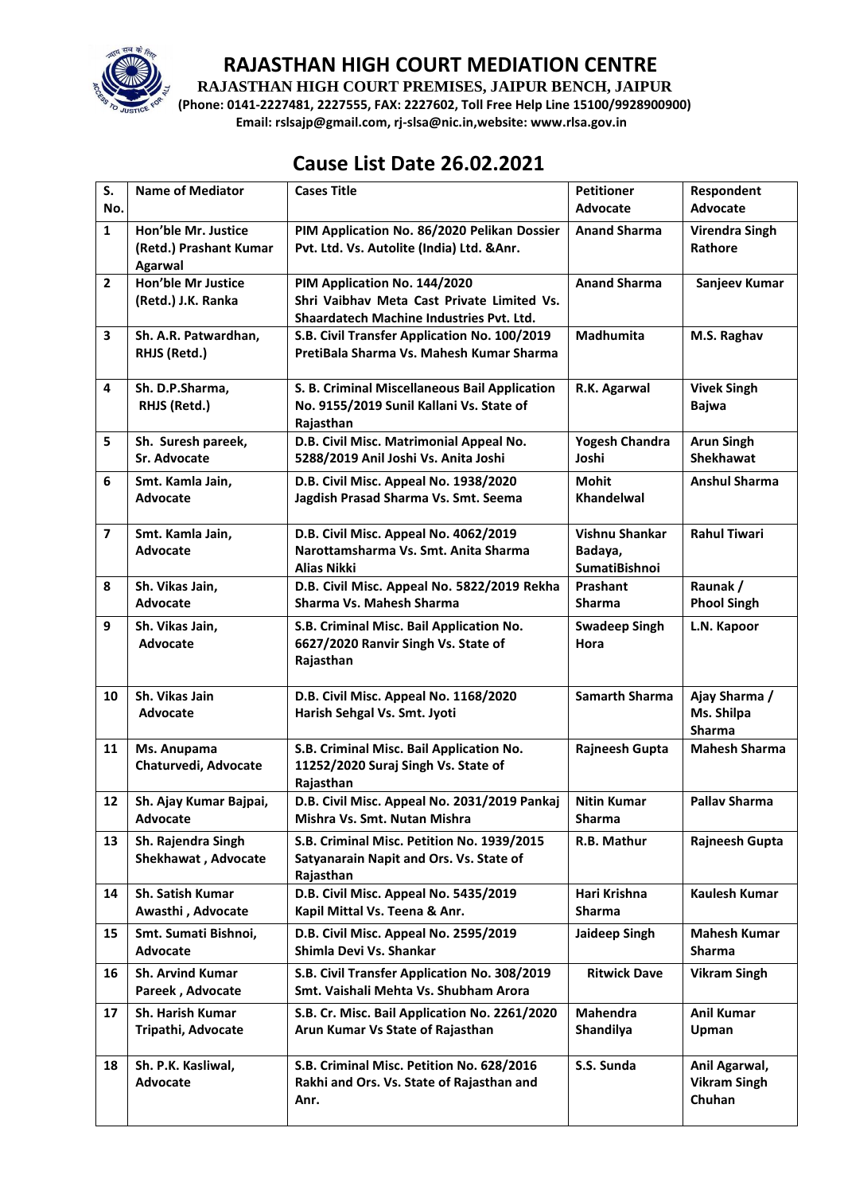# RAJASTHAN HIGH COURT MEDIATION CENTRE

**RAJASTHAN HIGH COURT PREMISES, JAIPUR BENCH, JAIPUR**

**(Phone: 0141-2227481, 2227555, FAX: 2227602, Toll Free Help Line 15100/9928900900)**

**Email: rslsajp@gmail.com, rj-slsa@nic.in,website: www.rlsa.gov.in**

## Cause List Date 26.02.2021

| S. No. | Name of Mediator | Cases Title | Petitioner Advocate | Respondent Advocate |
|---|---|---|---|---|
| 1 | Hon'ble Mr. Justice (Retd.) Prashant Kumar Agarwal | PIM Application No. 86/2020 Pelikan Dossier Pvt. Ltd. Vs. Autolite (India) Ltd. &Anr. | Anand Sharma | Virendra Singh Rathore |
| 2 | Hon'ble Mr Justice (Retd.) J.K. Ranka | PIM Application No. 144/2020 Shri Vaibhav Meta Cast Private Limited Vs. Shaardatech Machine Industries Pvt. Ltd. | Anand Sharma | Sanjeev Kumar |
| 3 | Sh. A.R. Patwardhan, RHJS (Retd.) | S.B. Civil Transfer Application No. 100/2019 PretiBala Sharma Vs. Mahesh Kumar Sharma | Madhumita | M.S. Raghav |
| 4 | Sh. D.P.Sharma, RHJS (Retd.) | S. B. Criminal Miscellaneous Bail Application No. 9155/2019 Sunil Kallani Vs. State of Rajasthan | R.K. Agarwal | Vivek Singh Bajwa |
| 5 | Sh. Suresh pareek, Sr. Advocate | D.B. Civil Misc. Matrimonial Appeal No. 5288/2019 Anil Joshi Vs. Anita Joshi | Yogesh Chandra Joshi | Arun Singh Shekhawat |
| 6 | Smt. Kamla Jain, Advocate | D.B. Civil Misc. Appeal No. 1938/2020 Jagdish Prasad Sharma Vs. Smt. Seema | Mohit Khandelwal | Anshul Sharma |
| 7 | Smt. Kamla Jain, Advocate | D.B. Civil Misc. Appeal No. 4062/2019 Narottamsharma Vs. Smt. Anita Sharma Alias Nikki | Vishnu Shankar Badaya, SumatiBishnoi | Rahul Tiwari |
| 8 | Sh. Vikas Jain, Advocate | D.B. Civil Misc. Appeal No. 5822/2019 Rekha Sharma Vs. Mahesh Sharma | Prashant Sharma | Raunak / Phool Singh |
| 9 | Sh. Vikas Jain, Advocate | S.B. Criminal Misc. Bail Application No. 6627/2020 Ranvir Singh Vs. State of Rajasthan | Swadeep Singh Hora | L.N. Kapoor |
| 10 | Sh. Vikas Jain Advocate | D.B. Civil Misc. Appeal No. 1168/2020 Harish Sehgal Vs. Smt. Jyoti | Samarth Sharma | Ajay Sharma / Ms. Shilpa Sharma |
| 11 | Ms. Anupama Chaturvedi, Advocate | S.B. Criminal Misc. Bail Application No. 11252/2020 Suraj Singh Vs. State of Rajasthan | Rajneesh Gupta | Mahesh Sharma |
| 12 | Sh. Ajay Kumar Bajpai, Advocate | D.B. Civil Misc. Appeal No. 2031/2019 Pankaj Mishra Vs. Smt. Nutan Mishra | Nitin Kumar Sharma | Pallav Sharma |
| 13 | Sh. Rajendra Singh Shekhawat , Advocate | S.B. Criminal Misc. Petition No. 1939/2015 Satyanarain Napit and Ors. Vs. State of Rajasthan | R.B. Mathur | Rajneesh Gupta |
| 14 | Sh. Satish Kumar Awasthi , Advocate | D.B. Civil Misc. Appeal No. 5435/2019 Kapil Mittal Vs. Teena & Anr. | Hari Krishna Sharma | Kaulesh Kumar |
| 15 | Smt. Sumati Bishnoi, Advocate | D.B. Civil Misc. Appeal No. 2595/2019 Shimla Devi Vs. Shankar | Jaideep Singh | Mahesh Kumar Sharma |
| 16 | Sh. Arvind Kumar Pareek , Advocate | S.B. Civil Transfer Application No. 308/2019 Smt. Vaishali Mehta Vs. Shubham Arora | Ritwick Dave | Vikram Singh |
| 17 | Sh. Harish Kumar Tripathi, Advocate | S.B. Cr. Misc. Bail Application No. 2261/2020 Arun Kumar Vs State of Rajasthan | Mahendra Shandilya | Anil Kumar Upman |
| 18 | Sh. P.K. Kasliwal, Advocate | S.B. Criminal Misc. Petition No. 628/2016 Rakhi and Ors. Vs. State of Rajasthan and Anr. | S.S. Sunda | Anil Agarwal, Vikram Singh Chuhan |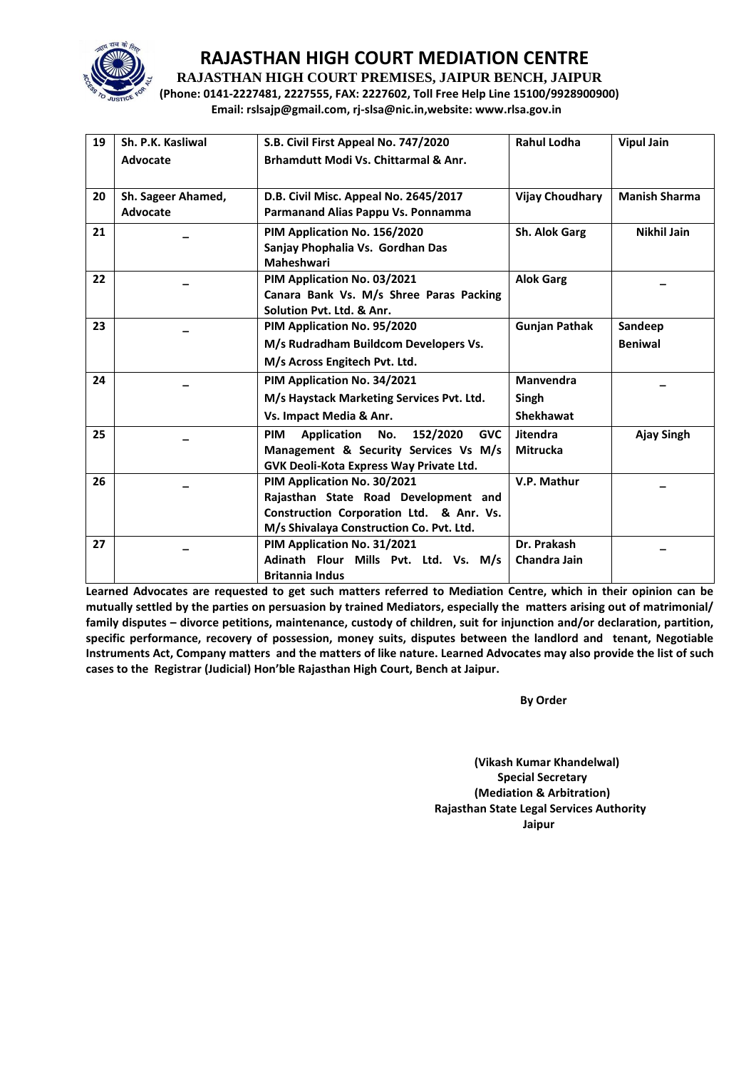# RAJASTHAN HIGH COURT MEDIATION CENTRE

**RAJASTHAN HIGH COURT PREMISES, JAIPUR BENCH, JAIPUR**

**(Phone: 0141-2227481, 2227555, FAX: 2227602, Toll Free Help Line 15100/9928900900)**

**Email: rslsajp@gmail.com, rj-slsa@nic.in,website: www.rlsa.gov.in**

| | | | | |
|---|---|---|---|---|
| **19** | **Sh. P.K. Kasliwal Advocate** | **S.B. Civil First Appeal No. 747/2020 Brhamdutt Modi Vs. Chittarmal & Anr.** | **Rahul Lodha** | **Vipul Jain** |
| **20** | **Sh. Sageer Ahamed, Advocate** | **D.B. Civil Misc. Appeal No. 2645/2017 Parmanand Alias Pappu Vs. Ponnamma** | **Vijay Choudhary** | **Manish Sharma** |
| **21** | – | **PIM Application No. 156/2020 Sanjay Phophalia Vs. Gordhan Das Maheshwari** | **Sh. Alok Garg** | **Nikhil Jain** |
| **22** | – | **PIM Application No. 03/2021 Canara Bank Vs. M/s Shree Paras Packing Solution Pvt. Ltd. & Anr.** | **Alok Garg** | – |
| **23** | – | **PIM Application No. 95/2020 M/s Rudradham Buildcom Developers Vs. M/s Across Engitech Pvt. Ltd.** | **Gunjan Pathak** | **Sandeep Beniwal** |
| **24** | – | **PIM Application No. 34/2021 M/s Haystack Marketing Services Pvt. Ltd. Vs. Impact Media & Anr.** | **Manvendra Singh Shekhawat** | – |
| **25** | – | **PIM Application No. 152/2020 GVC Management & Security Services Vs M/s GVK Deoli-Kota Express Way Private Ltd.** | **Jitendra Mitrucka** | **Ajay Singh** |
| **26** | – | **PIM Application No. 30/2021 Rajasthan State Road Development and Construction Corporation Ltd. & Anr. Vs. M/s Shivalaya Construction Co. Pvt. Ltd.** | **V.P. Mathur** | – |
| **27** | – | **PIM Application No. 31/2021 Adinath Flour Mills Pvt. Ltd. Vs. M/s Britannia Indus** | **Dr. Prakash Chandra Jain** | – |

**Learned Advocates are requested to get such matters referred to Mediation Centre, which in their opinion can be mutually settled by the parties on persuasion by trained Mediators, especially the matters arising out of matrimonial/ family disputes – divorce petitions, maintenance, custody of children, suit for injunction and/or declaration, partition, specific performance, recovery of possession, money suits, disputes between the landlord and tenant, Negotiable Instruments Act, Company matters and the matters of like nature. Learned Advocates may also provide the list of such cases to the Registrar (Judicial) Hon'ble Rajasthan High Court, Bench at Jaipur.**

**By Order**

**(Vikash Kumar Khandelwal)**
**Special Secretary**
**(Mediation & Arbitration)**
**Rajasthan State Legal Services Authority**
**Jaipur**